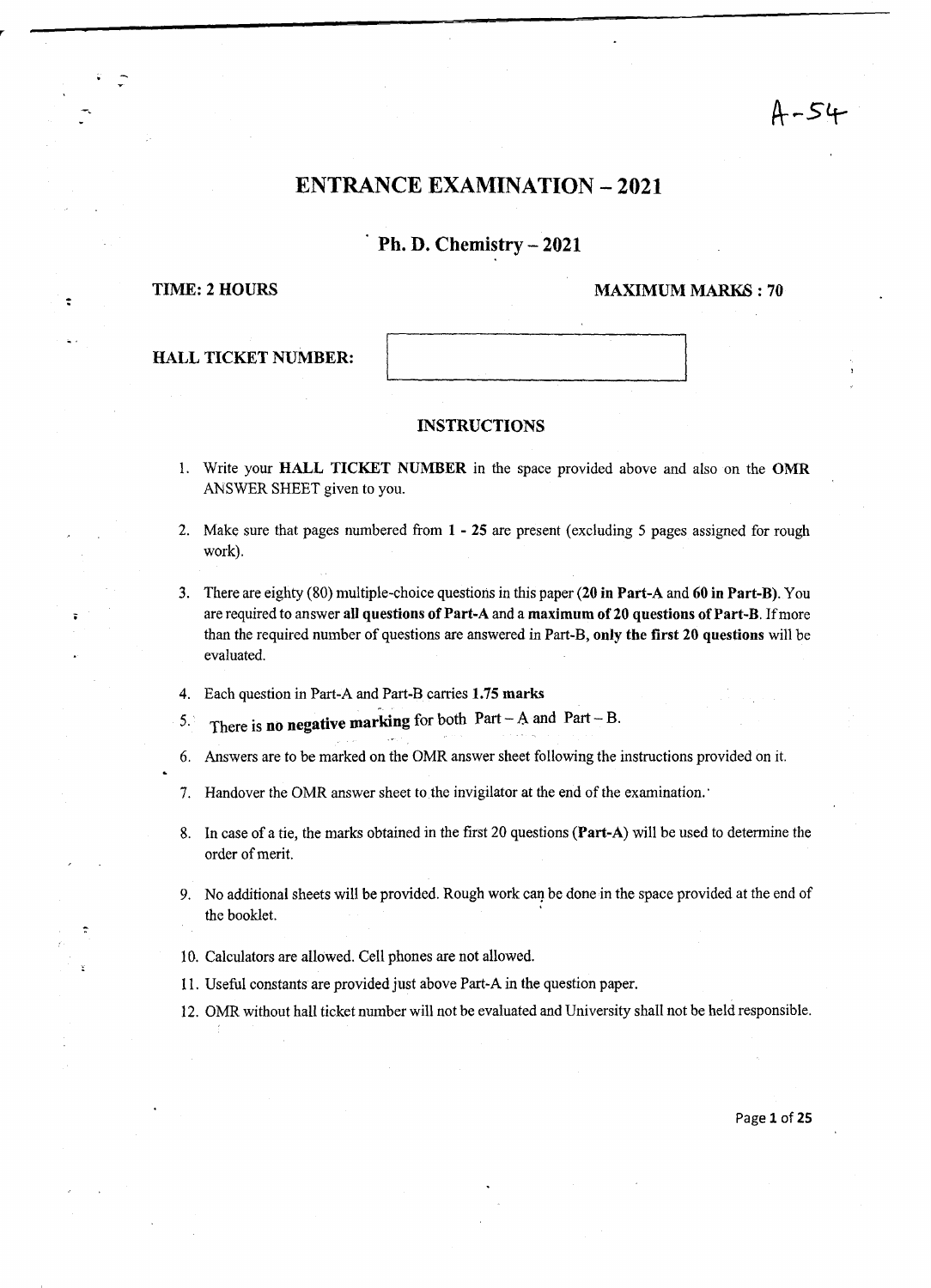A-54

# ENTRANCE EXAMINATION – 2021

## Ph. D. Chemistry – 2021

**TIME: 2 HOURS** **MAXIMUM MARKS : 70**

**HALL TICKET NUMBER:**

### INSTRUCTIONS

1. Write your **HALL TICKET NUMBER** in the space provided above and also on the **OMR** ANSWER SHEET given to you.
2. Make sure that pages numbered from **1 - 25** are present (excluding 5 pages assigned for rough work).
3. There are eighty (80) multiple-choice questions in this paper (**20 in Part-A** and **60 in Part-B**). You are required to answer **all questions of Part-A** and a **maximum of 20 questions of Part-B**. If more than the required number of questions are answered in Part-B, **only the first 20 questions** will be evaluated.
4. Each question in Part-A and Part-B carries **1.75 marks**
5. There is **no negative marking** for both Part – A and Part – B.
6. Answers are to be marked on the OMR answer sheet following the instructions provided on it.
7. Handover the OMR answer sheet to the invigilator at the end of the examination.
8. In case of a tie, the marks obtained in the first 20 questions (**Part-A**) will be used to determine the order of merit.
9. No additional sheets will be provided. Rough work can be done in the space provided at the end of the booklet.
10. Calculators are allowed. Cell phones are not allowed.
11. Useful constants are provided just above Part-A in the question paper.
12. OMR without hall ticket number will not be evaluated and University shall not be held responsible.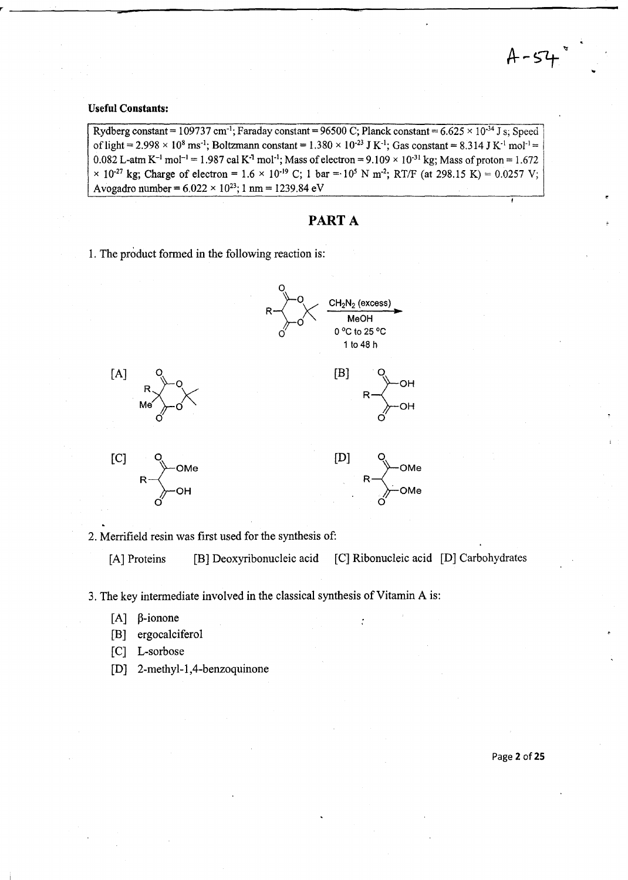A-54

**Useful Constants:**

Rydberg constant = 109737 $cm^{-1}$; Faraday constant = 96500 C; Planck constant = $6.625 \times 10^{-34}$ J s; Speed of light = $2.998 \times 10^{8}$ $ms^{-1}$; Boltzmann constant = $1.380 \times 10^{-23}$ J $K^{-1}$; Gas constant = 8.314 J $K^{-1}$ $mol^{-1}$ = 0.082 L-atm $K^{-1}$ $mol^{-1}$ = 1.987 cal $K^{-1}$ $mol^{-1}$; Mass of electron = $9.109 \times 10^{-31}$ kg; Mass of proton = $1.672 \times 10^{-27}$ kg; Charge of electron = $1.6 \times 10^{-19}$ C; 1 bar = $10^{5}$ N $m^{-2}$; RT/F (at 298.15 K) = 0.0257 V; Avogadro number = $6.022 \times 10^{23}$; 1 nm = 1239.84 eV

## PART A

1. The product formed in the following reaction is:

Reactant: 5-R-2,2-dimethyl-1,3-dioxane-4,6-dione (Meldrum's acid derivative); Reagents: $CH_2N_2$ (excess), MeOH, 0 °C to 25 °C, 1 to 48 h

[A] 5-R-5-Me-2,2-dimethyl-1,3-dioxane-4,6-dione

[B] R–CH(COOH)(COOH)

[C] R–CH(COOMe)(COOH)

[D] R–CH(COOMe)(COOMe)

2. Merrifield resin was first used for the synthesis of:

[A] Proteins [B] Deoxyribonucleic acid [C] Ribonucleic acid [D] Carbohydrates

3. The key intermediate involved in the classical synthesis of Vitamin A is:

[A] β-ionone

[B] ergocalciferol

[C] L-sorbose

[D] 2-methyl-1,4-benzoquinone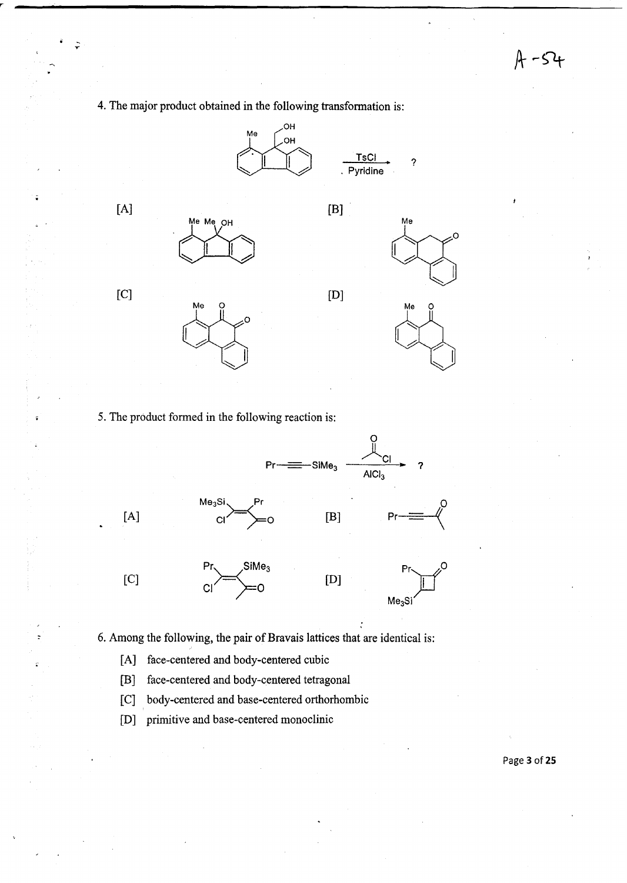4. The major product obtained in the following transformation is:

TsCl, Pyridine → ?

[A]

[B]

[C]

[D]

5. The product formed in the following reaction is:

$Pr-\equiv-SiMe_3$ → ? (AlCl$_3$)

[A]

[B]

[C]

[D]

6. Among the following, the pair of Bravais lattices that are identical is:

[A] face-centered and body-centered cubic

[B] face-centered and body-centered tetragonal

[C] body-centered and base-centered orthorhombic

[D] primitive and base-centered monoclinic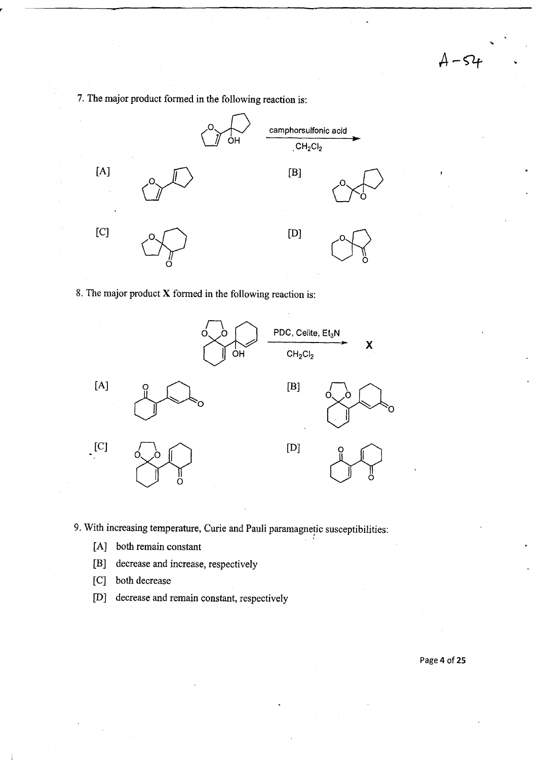7. The major product formed in the following reaction is:

camphorsulfonic acid, $CH_2Cl_2$

[A]

[B]

[C]

[D]

8. The major product **X** formed in the following reaction is:

PDC, Celite, $Et_3N$, $CH_2Cl_2$ → **X**

[A]

[B]

[C]

[D]

9. With increasing temperature, Curie and Pauli paramagnetic susceptibilities:

[A] both remain constant

[B] decrease and increase, respectively

[C] both decrease

[D] decrease and remain constant, respectively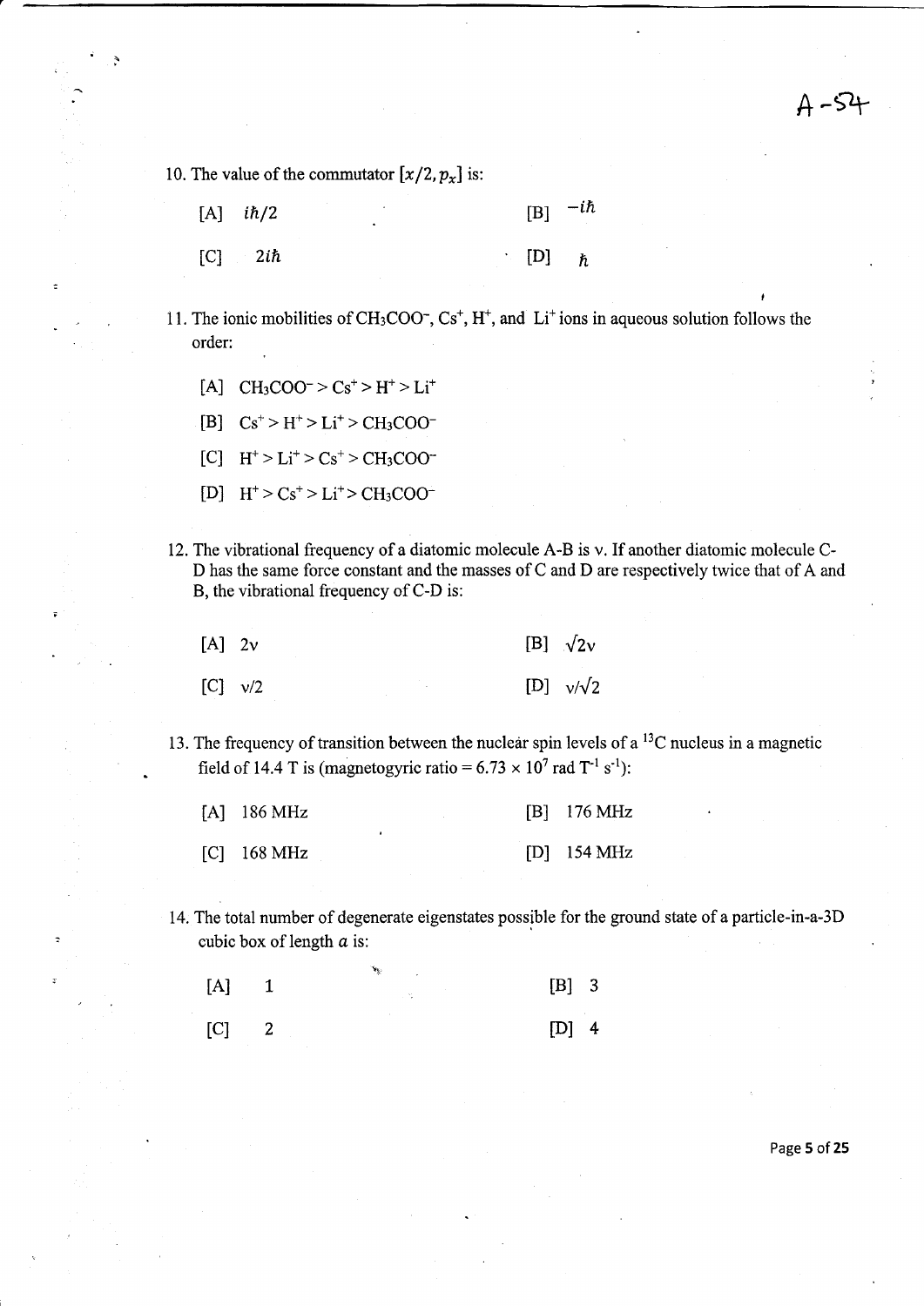A-54

10. The value of the commutator $[x/2, p_x]$ is:

[A] $i\hbar/2$ [B] $-i\hbar$

[C] $2i\hbar$ [D] $\hbar$

11. The ionic mobilities of $CH_3COO^-$, $Cs^+$, $H^+$, and $Li^+$ ions in aqueous solution follows the order:

[A] $CH_3COO^- > Cs^+ > H^+ > Li^+$

[B] $Cs^+ > H^+ > Li^+ > CH_3COO^-$

[C] $H^+ > Li^+ > Cs^+ > CH_3COO^-$

[D] $H^+ > Cs^+ > Li^+ > CH_3COO^-$

12. The vibrational frequency of a diatomic molecule A-B is ν. If another diatomic molecule C-D has the same force constant and the masses of C and D are respectively twice that of A and B, the vibrational frequency of C-D is:

[A] $2\nu$ [B] $\sqrt{2}\nu$

[C] $\nu/2$ [D] $\nu/\sqrt{2}$

13. The frequency of transition between the nuclear spin levels of a $^{13}C$ nucleus in a magnetic field of 14.4 T is (magnetogyric ratio = $6.73 \times 10^7$ rad $T^{-1}$ $s^{-1}$):

[A] 186 MHz [B] 176 MHz

[C] 168 MHz [D] 154 MHz

14. The total number of degenerate eigenstates possible for the ground state of a particle-in-a-3D cubic box of length $a$ is:

[A] 1 [B] 3

[C] 2 [D] 4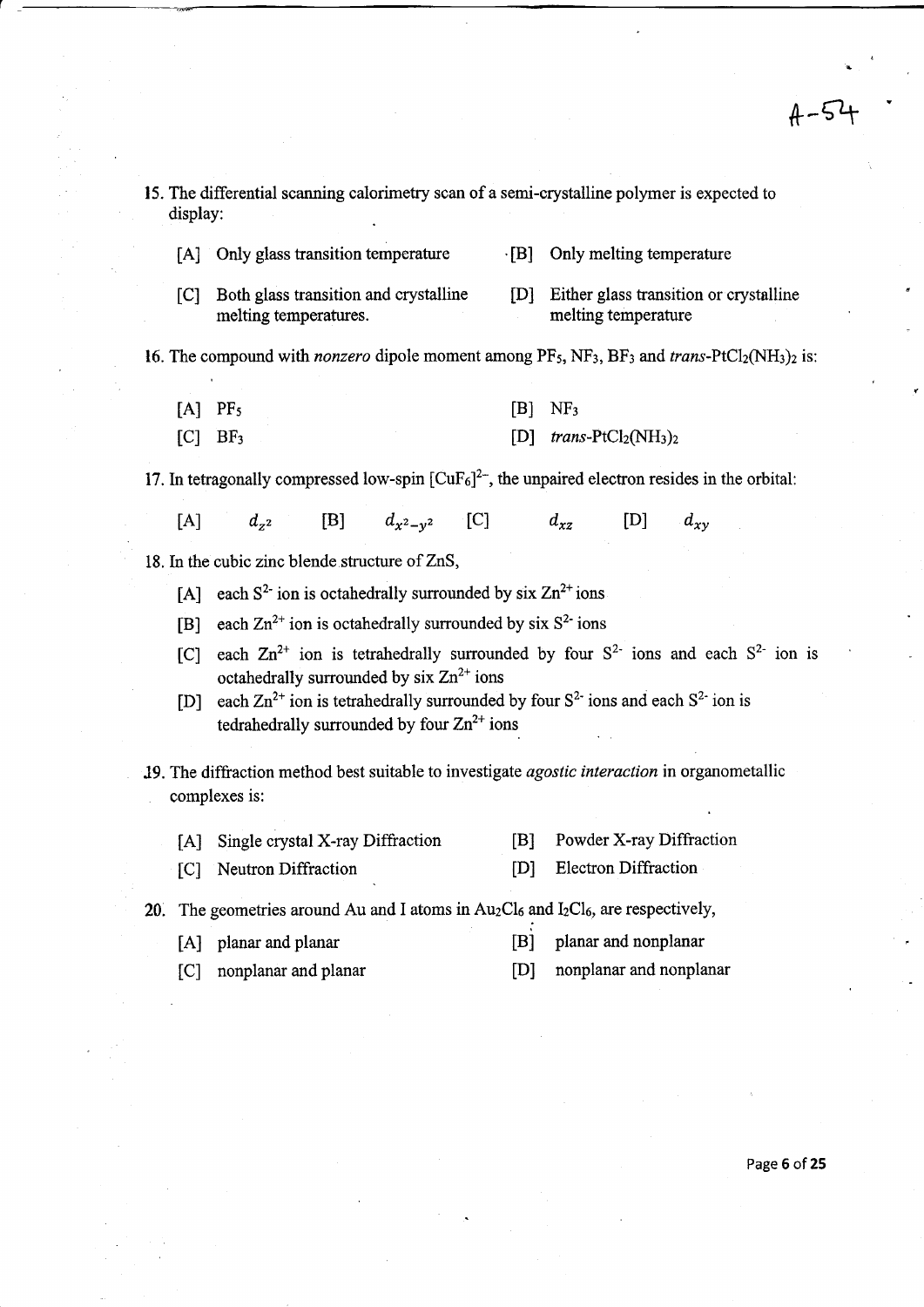A-54

15. The differential scanning calorimetry scan of a semi-crystalline polymer is expected to display:

[A] Only glass transition temperature
[B] Only melting temperature
[C] Both glass transition and crystalline melting temperatures.
[D] Either glass transition or crystalline melting temperature

16. The compound with *nonzero* dipole moment among $PF_5$, $NF_3$, $BF_3$ and *trans*-$PtCl_2(NH_3)_2$ is:

[A] $PF_5$
[B] $NF_3$
[C] $BF_3$
[D] *trans*-$PtCl_2(NH_3)_2$

17. In tetragonally compressed low-spin $[CuF_6]^{2-}$, the unpaired electron resides in the orbital:

[A] $d_{z^2}$ [B] $d_{x^2-y^2}$ [C] $d_{xz}$ [D] $d_{xy}$

18. In the cubic zinc blende structure of ZnS,

[A] each $S^{2-}$ ion is octahedrally surrounded by six $Zn^{2+}$ ions
[B] each $Zn^{2+}$ ion is octahedrally surrounded by six $S^{2-}$ ions
[C] each $Zn^{2+}$ ion is tetrahedrally surrounded by four $S^{2-}$ ions and each $S^{2-}$ ion is octahedrally surrounded by six $Zn^{2+}$ ions
[D] each $Zn^{2+}$ ion is tetrahedrally surrounded by four $S^{2-}$ ions and each $S^{2-}$ ion is tedrahedrally surrounded by four $Zn^{2+}$ ions

19. The diffraction method best suitable to investigate *agostic interaction* in organometallic complexes is:

[A] Single crystal X-ray Diffraction
[B] Powder X-ray Diffraction
[C] Neutron Diffraction
[D] Electron Diffraction

20. The geometries around Au and I atoms in $Au_2Cl_6$ and $I_2Cl_6$, are respectively,

[A] planar and planar
[B] planar and nonplanar
[C] nonplanar and planar
[D] nonplanar and nonplanar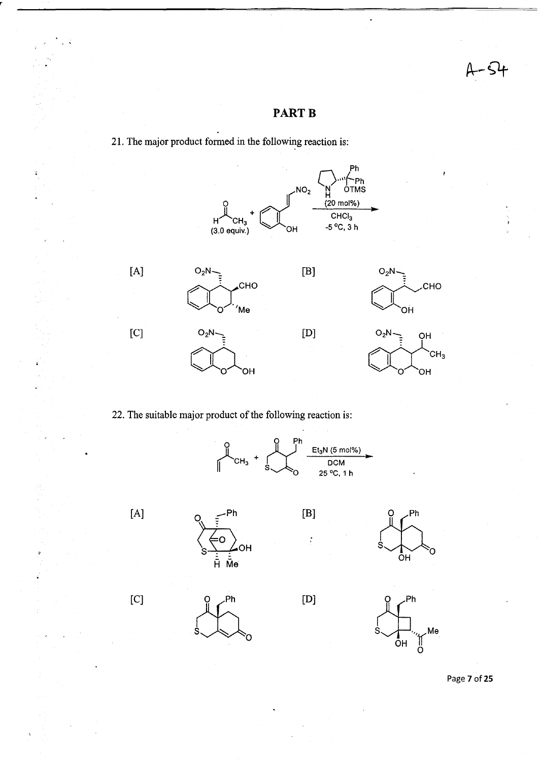# PART B

21. The major product formed in the following reaction is:

[A]

[B]

[C]

[D]

22. The suitable major product of the following reaction is:

[A]

[B]

[C]

[D]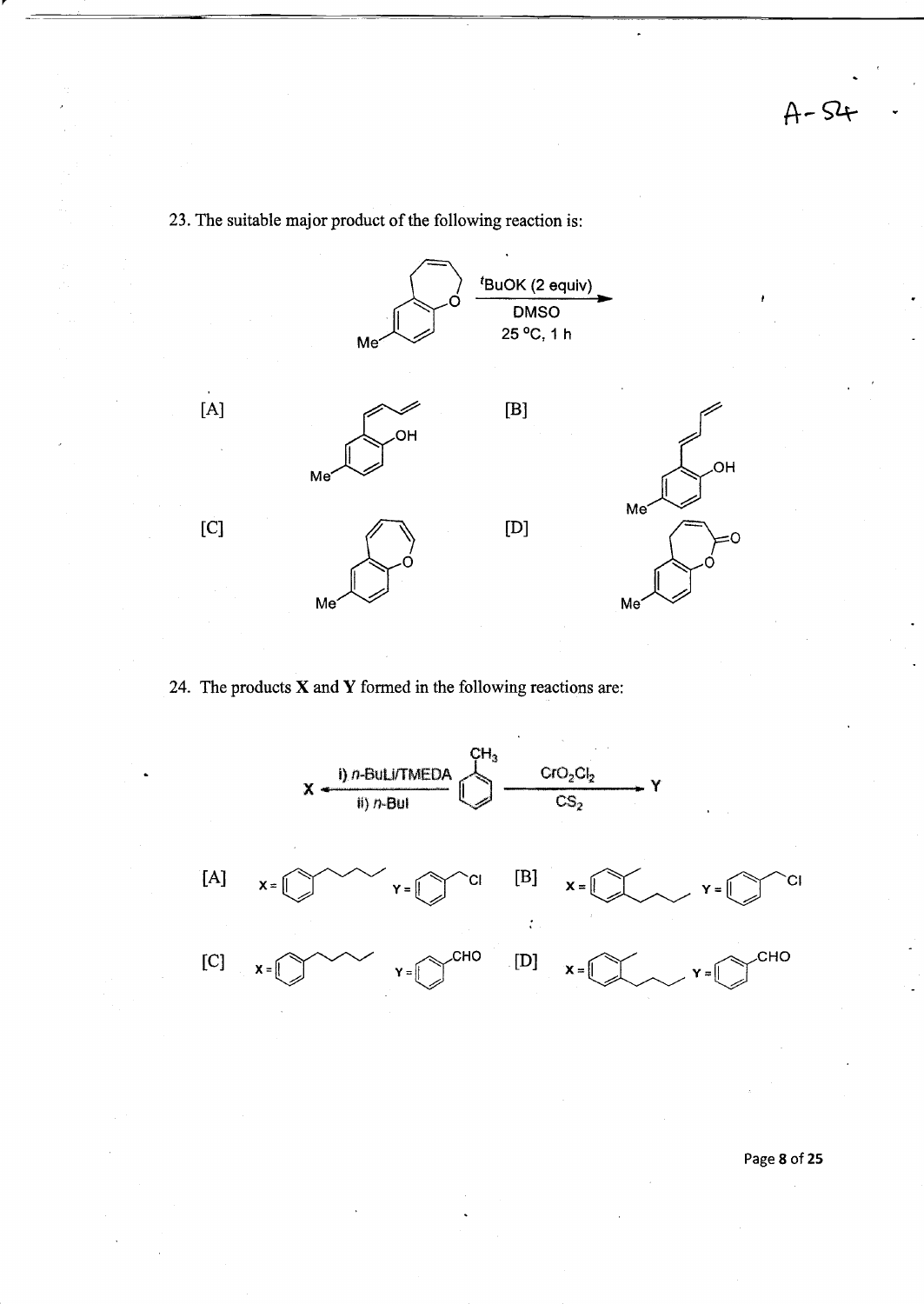23. The suitable major product of the following reaction is:

$\xrightarrow[\text{25 °C, 1 h}]{{}^t\text{BuOK (2 equiv)}, \text{ DMSO}}$

[A] 

[B] 

[C] 

[D] 

24. The products **X** and **Y** formed in the following reactions are:

**X** $\xleftarrow[\text{ii) } n\text{-BuI}]{\text{i) } n\text{-BuLi/TMEDA}}$ $CH_3$ (toluene) $\xrightarrow[CS_2]{CrO_2Cl_2}$ **Y**

[A] X = &nbsp;&nbsp; Y = 

[B] X = &nbsp;&nbsp; Y = 

[C] X = &nbsp;&nbsp; Y = 

[D] X = &nbsp;&nbsp; Y =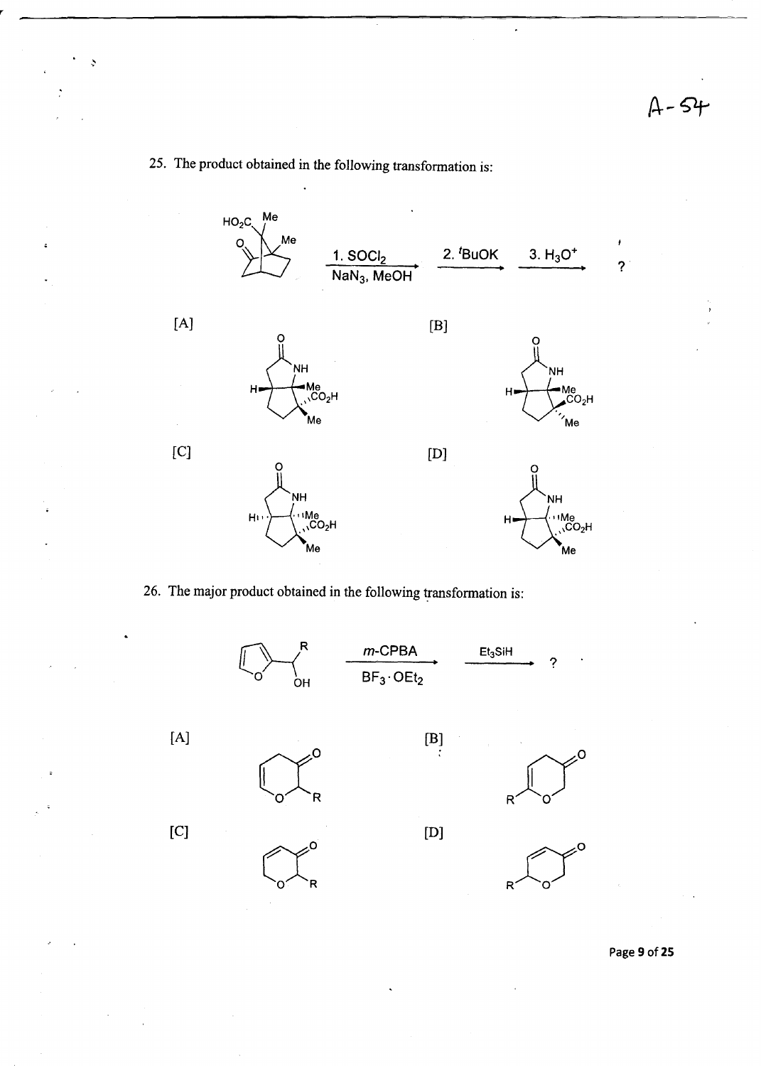25. The product obtained in the following transformation is:

1. $SOCl_2$, $NaN_3$, MeOH
2. $^t$BuOK
3. $H_3O^+$

?

[A]

[B]

[C]

[D]

26. The major product obtained in the following transformation is:

*m*-CPBA, $BF_3 \cdot OEt_2$

$Et_3SiH$

?

[A]

[B]

[C]

[D]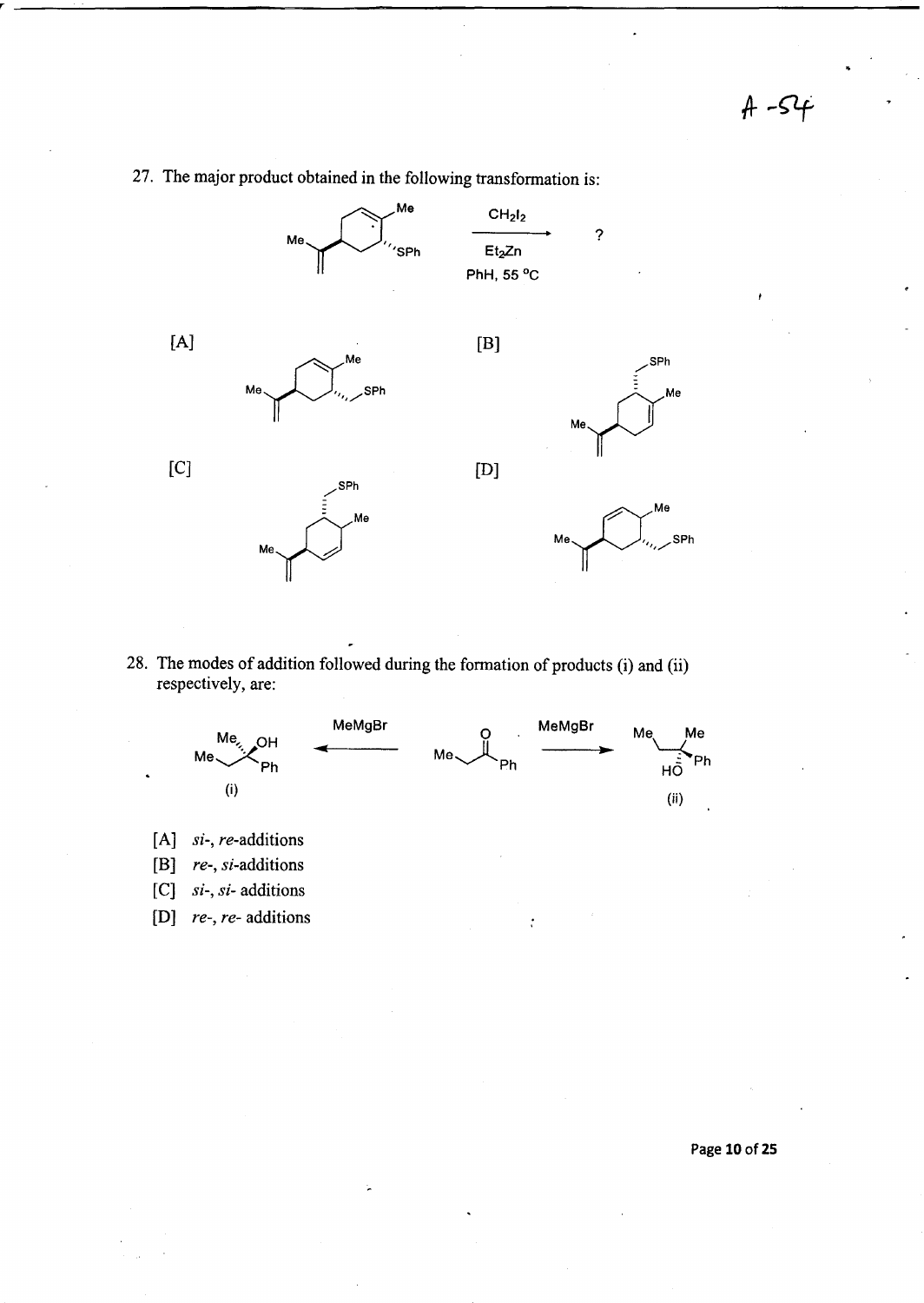27. The major product obtained in the following transformation is:

$$\xrightarrow[\text{PhH, 55 °C}]{\text{CH}_2\text{I}_2 \quad \text{Et}_2\text{Zn}} \quad ?$$

[A]

[B]

[C]

[D]

28. The modes of addition followed during the formation of products (i) and (ii) respectively, are:

(i) $\xleftarrow{\text{MeMgBr}}$ $\xrightarrow{\text{MeMgBr}}$ (ii)

[A] *si*-, *re*-additions

[B] *re*-, *si*-additions

[C] *si*-, *si*- additions

[D] *re*-, *re*- additions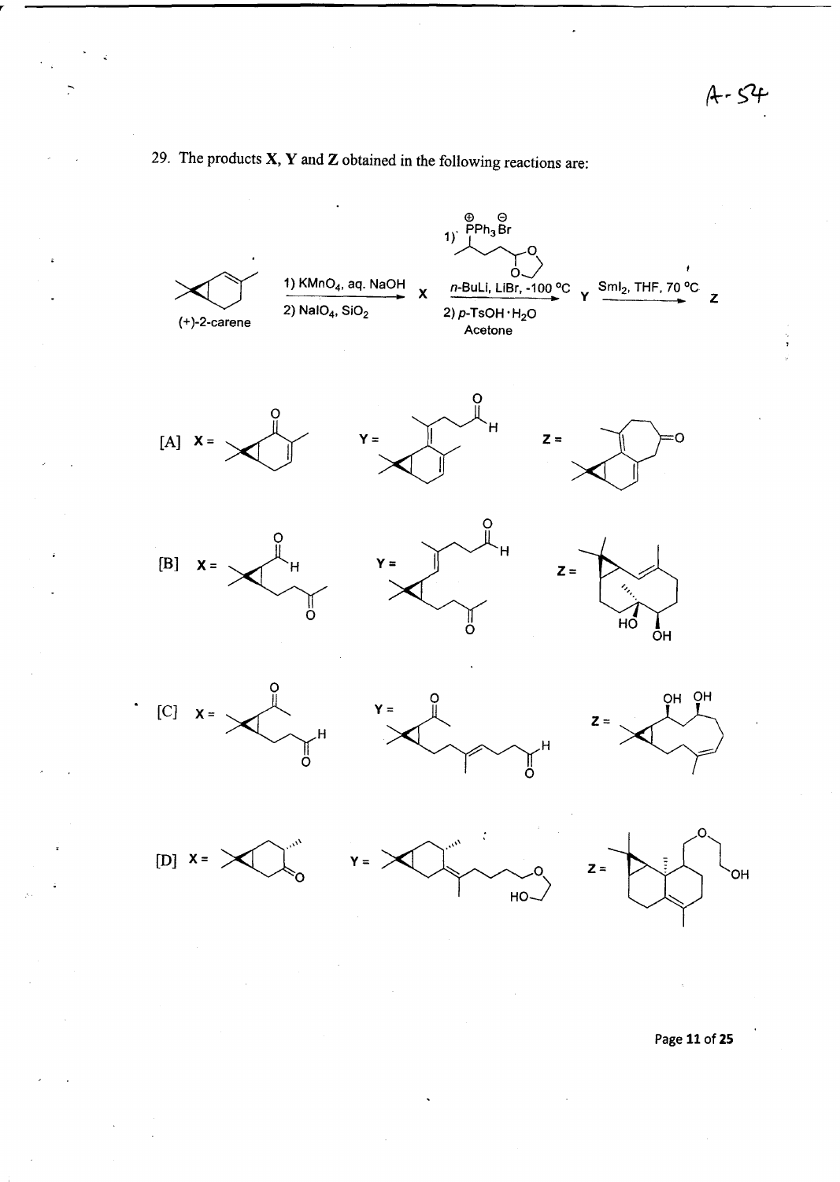29. The products X, Y and Z obtained in the following reactions are:

(+)-2-carene → 1) $KMnO_4$, aq. NaOH; 2) $NaIO_4$, $SiO_2$ → X → 1) $\overset{\oplus}{P}Ph_3\overset{\ominus}{Br}$ (dioxolane-containing phosphonium salt), *n*-BuLi, LiBr, -100 °C; 2) *p*-TsOH·$H_2O$, Acetone → Y → $SmI_2$, THF, 70 °C → Z

[A] X = ; Y = ; Z =

[B] X = ; Y = ; Z =

[C] X = ; Y = ; Z =

[D] X = ; Y = ; Z =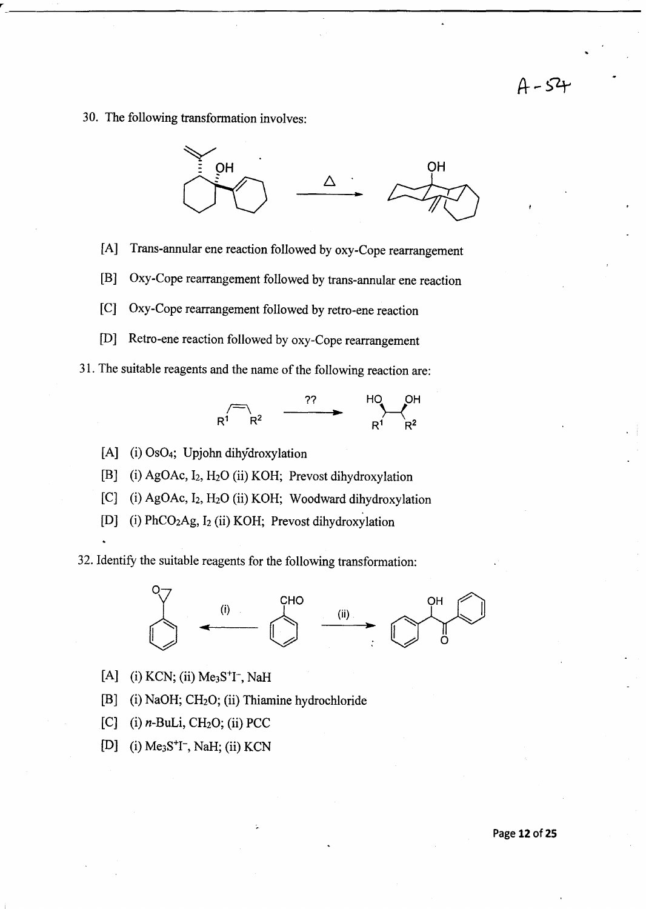30. The following transformation involves:

[A] Trans-annular ene reaction followed by oxy-Cope rearrangement

[B] Oxy-Cope rearrangement followed by trans-annular ene reaction

[C] Oxy-Cope rearrangement followed by retro-ene reaction

[D] Retro-ene reaction followed by oxy-Cope rearrangement

31. The suitable reagents and the name of the following reaction are:

[A] (i) $OsO_4$; Upjohn dihydroxylation

[B] (i) AgOAc, $I_2$, $H_2O$ (ii) KOH; Prevost dihydroxylation

[C] (i) AgOAc, $I_2$, $H_2O$ (ii) KOH; Woodward dihydroxylation

[D] (i) $PhCO_2Ag$, $I_2$ (ii) KOH; Prevost dihydroxylation

32. Identify the suitable reagents for the following transformation:

[A] (i) KCN; (ii) $Me_3S^+I^-$, NaH

[B] (i) NaOH; $CH_2O$; (ii) Thiamine hydrochloride

[C] (i) *n*-BuLi, $CH_2O$; (ii) PCC

[D] (i) $Me_3S^+I^-$, NaH; (ii) KCN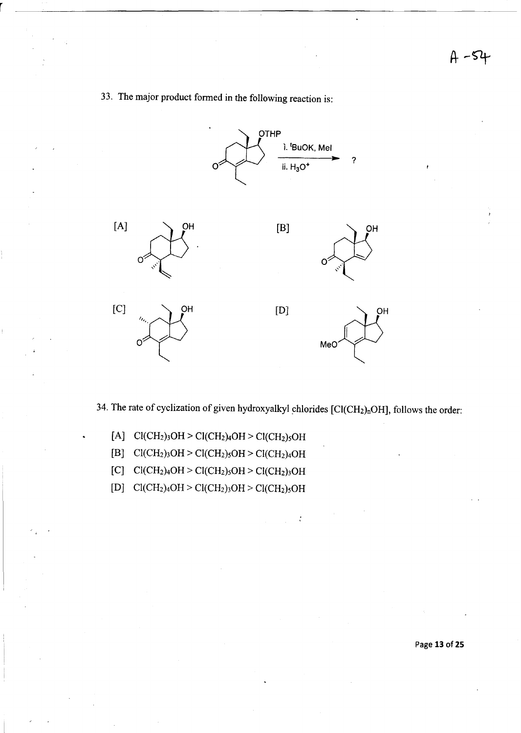33. The major product formed in the following reaction is:

i. ${}^{t}$BuOK, MeI

ii. $H_3O^+$

[A]

[B]

[C]

[D]

34. The rate of cyclization of given hydroxyalkyl chlorides [$Cl(CH_2)_nOH$], follows the order:

[A] $Cl(CH_2)_3OH > Cl(CH_2)_4OH > Cl(CH_2)_5OH$

[B] $Cl(CH_2)_3OH > Cl(CH_2)_5OH > Cl(CH_2)_4OH$

[C] $Cl(CH_2)_4OH > Cl(CH_2)_5OH > Cl(CH_2)_3OH$

[D] $Cl(CH_2)_4OH > Cl(CH_2)_3OH > Cl(CH_2)_5OH$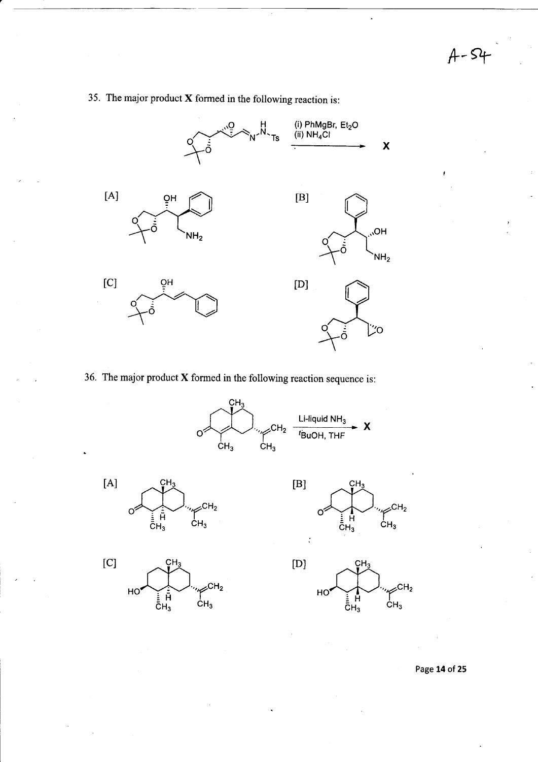35. The major product **X** formed in the following reaction is:

(i) PhMgBr, $Et_2O$
(ii) $NH_4Cl$

**X**

[A]

$NH_2$

OH

[B]

OH

$NH_2$

[C]

OH

[D]

O

36. The major product **X** formed in the following reaction sequence is:

$CH_3$

O

$CH_2$

$CH_3$ $CH_3$

Li-liquid $NH_3$

$^t$BuOH, THF

**X**

[A]

$CH_3$

O

H

$CH_3$

$CH_2$

$CH_3$

[B]

$CH_3$

O

H

$CH_3$

$CH_2$

$CH_3$

[C]

$CH_3$

HO

H

$CH_3$

$CH_2$

$CH_3$

[D]

$CH_3$

HO

H

$CH_3$

$CH_2$

$CH_3$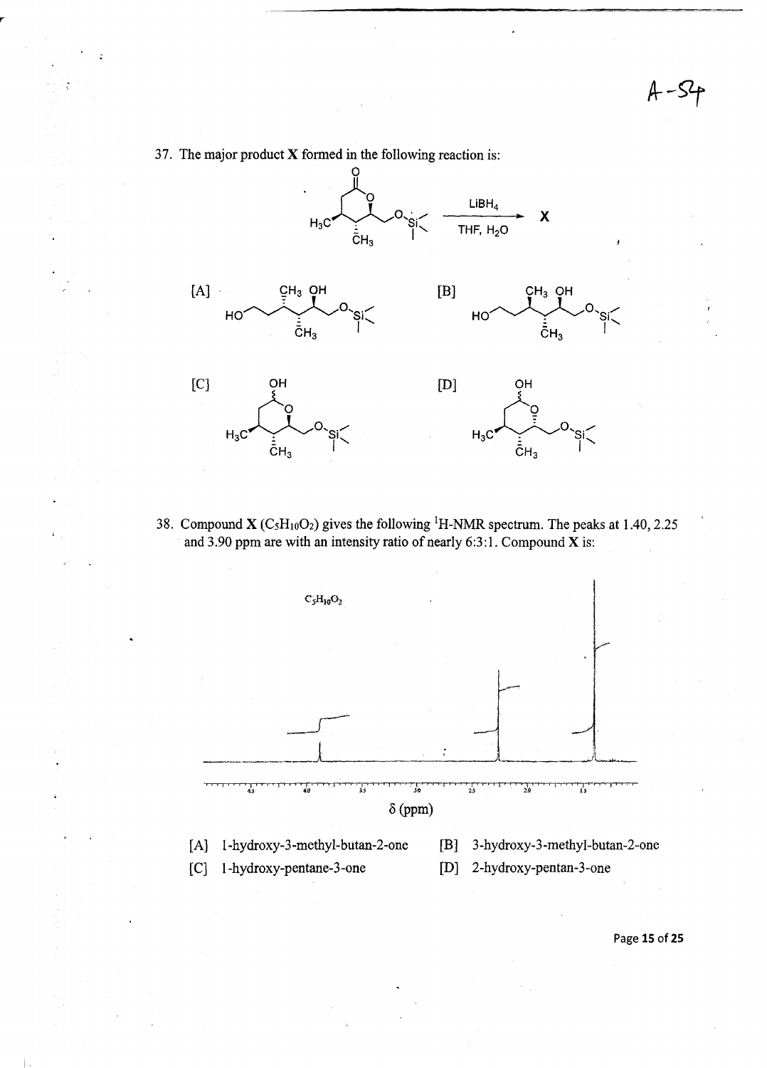37. The major product **X** formed in the following reaction is:

LiBH$_4$ / THF, H$_2$O → **X**

[A] [B]

[C] [D]

38. Compound **X** ($C_5H_{10}O_2$) gives the following $^1$H-NMR spectrum. The peaks at 1.40, 2.25 and 3.90 ppm are with an intensity ratio of nearly 6:3:1. Compound **X** is:

$C_5H_{10}O_2$

δ (ppm)

[A] 1-hydroxy-3-methyl-butan-2-one

[B] 3-hydroxy-3-methyl-butan-2-one

[C] 1-hydroxy-pentane-3-one

[D] 2-hydroxy-pentan-3-one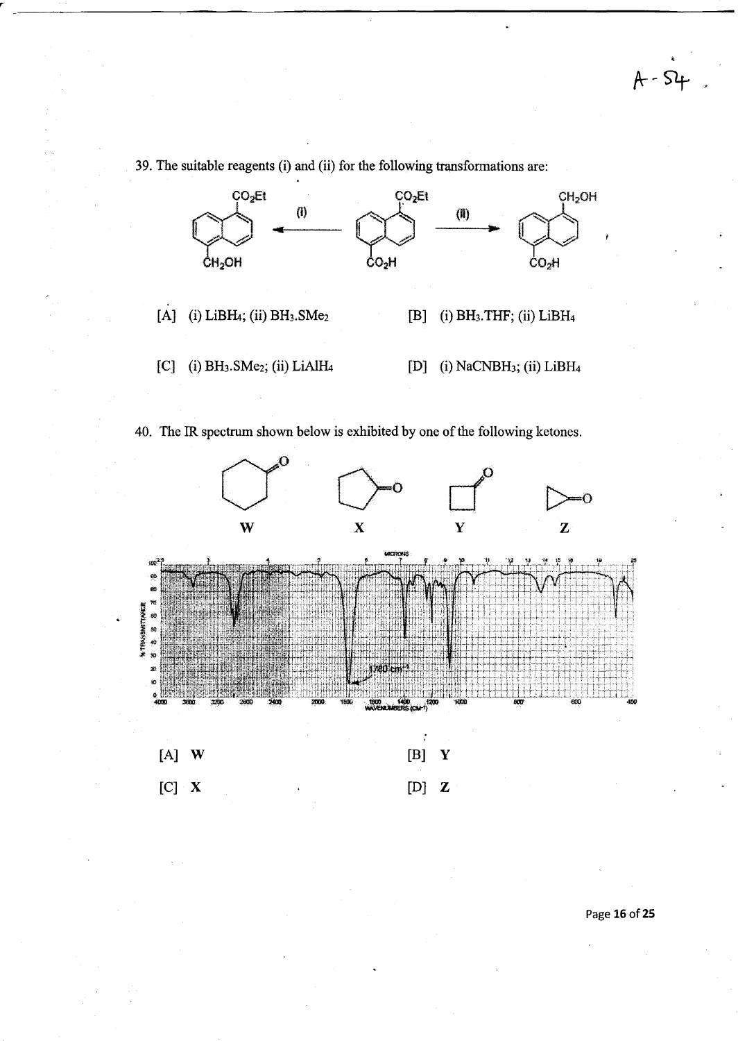39. The suitable reagents (i) and (ii) for the following transformations are:

[A] (i) $LiBH_4$; (ii) $BH_3.SMe_2$

[B] (i) $BH_3.THF$; (ii) $LiBH_4$

[C] (i) $BH_3.SMe_2$; (ii) $LiAlH_4$

[D] (i) $NaCNBH_3$; (ii) $LiBH_4$

40. The IR spectrum shown below is exhibited by one of the following ketones.

[A] W

[B] Y

[C] X

[D] Z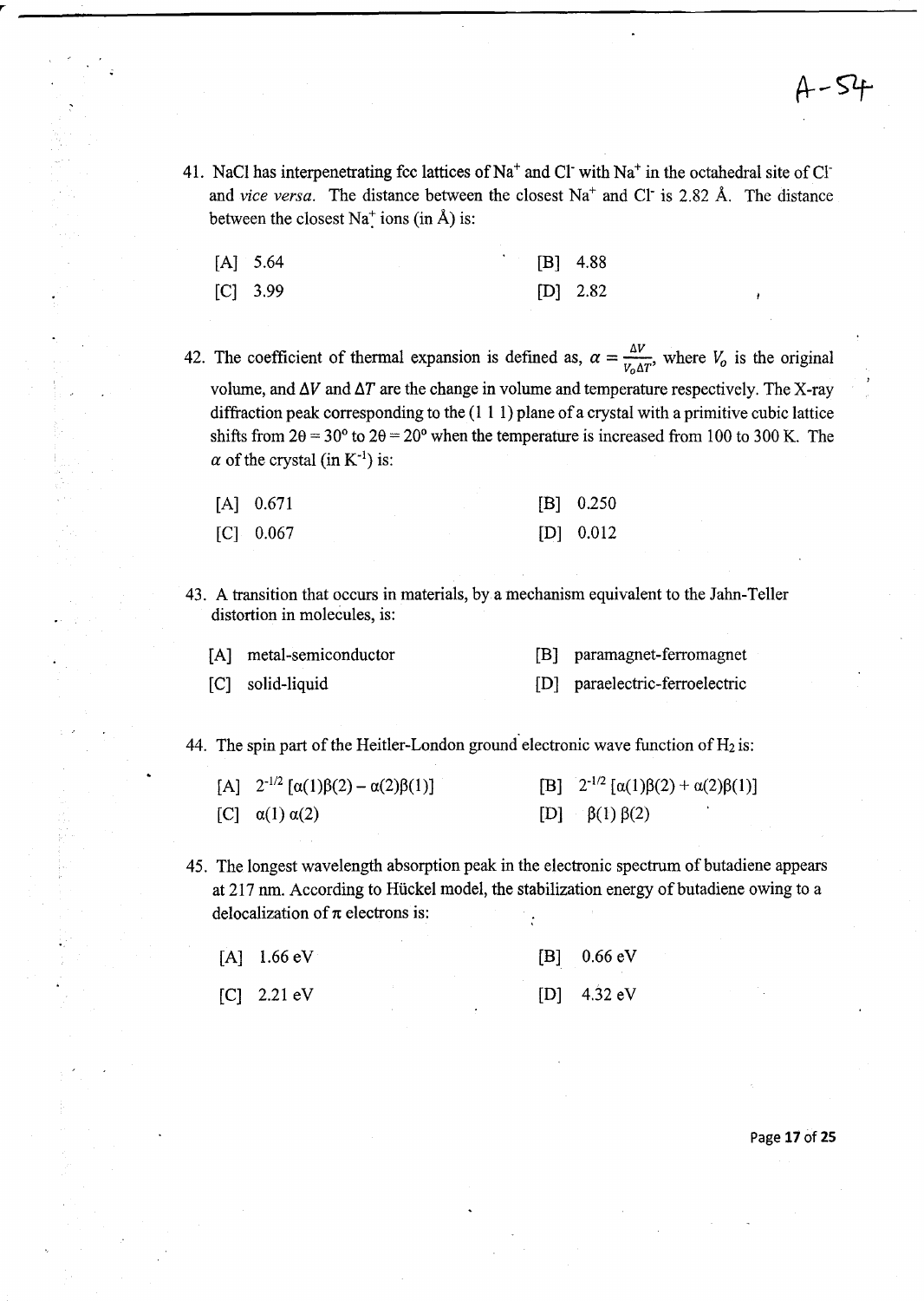41. NaCl has interpenetrating fcc lattices of $Na^+$ and $Cl^-$ with $Na^+$ in the octahedral site of $Cl^-$ and *vice versa*. The distance between the closest $Na^+$ and $Cl^-$ is 2.82 Å. The distance between the closest $Na^+$ ions (in Å) is:

[A] 5.64 [B] 4.88
[C] 3.99 [D] 2.82

42. The coefficient of thermal expansion is defined as, $\alpha = \frac{\Delta V}{V_o \Delta T}$, where $V_o$ is the original volume, and $\Delta V$ and $\Delta T$ are the change in volume and temperature respectively. The X-ray diffraction peak corresponding to the (1 1 1) plane of a crystal with a primitive cubic lattice shifts from $2\theta = 30°$ to $2\theta = 20°$ when the temperature is increased from 100 to 300 K. The $\alpha$ of the crystal (in $K^{-1}$) is:

[A] 0.671 [B] 0.250
[C] 0.067 [D] 0.012

43. A transition that occurs in materials, by a mechanism equivalent to the Jahn-Teller distortion in molecules, is:

[A] metal-semiconductor [B] paramagnet-ferromagnet
[C] solid-liquid [D] paraelectric-ferroelectric

44. The spin part of the Heitler-London ground electronic wave function of $H_2$ is:

[A] $2^{-1/2}[\alpha(1)\beta(2) - \alpha(2)\beta(1)]$ [B] $2^{-1/2}[\alpha(1)\beta(2) + \alpha(2)\beta(1)]$
[C] $\alpha(1)\,\alpha(2)$ [D] $\beta(1)\,\beta(2)$

45. The longest wavelength absorption peak in the electronic spectrum of butadiene appears at 217 nm. According to Hückel model, the stabilization energy of butadiene owing to a delocalization of $\pi$ electrons is:

[A] 1.66 eV [B] 0.66 eV
[C] 2.21 eV [D] 4.32 eV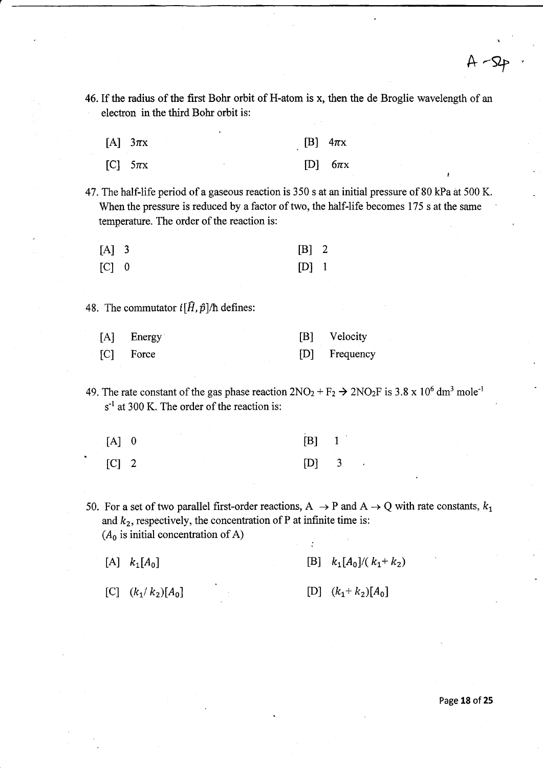46. If the radius of the first Bohr orbit of H-atom is x, then the de Broglie wavelength of an electron in the third Bohr orbit is:

[A] $3\pi x$ [B] $4\pi x$

[C] $5\pi x$ [D] $6\pi x$

47. The half-life period of a gaseous reaction is 350 s at an initial pressure of 80 kPa at 500 K. When the pressure is reduced by a factor of two, the half-life becomes 175 s at the same temperature. The order of the reaction is:

[A] 3 [B] 2

[C] 0 [D] 1

48. The commutator $i[\hat{H}, \hat{p}]/\hbar$ defines:

[A] Energy [B] Velocity

[C] Force [D] Frequency

49. The rate constant of the gas phase reaction $2NO_2 + F_2 \rightarrow 2NO_2F$ is $3.8 \times 10^6$ $dm^3$ $mole^{-1}$ $s^{-1}$ at 300 K. The order of the reaction is:

[A] 0 [B] 1

[C] 2 [D] 3

50. For a set of two parallel first-order reactions, $A \rightarrow P$ and $A \rightarrow Q$ with rate constants, $k_1$ and $k_2$, respectively, the concentration of P at infinite time is:
($A_0$ is initial concentration of A)

[A] $k_1[A_0]$ [B] $k_1[A_0]/(k_1 + k_2)$

[C] $(k_1/k_2)[A_0]$ [D] $(k_1 + k_2)[A_0]$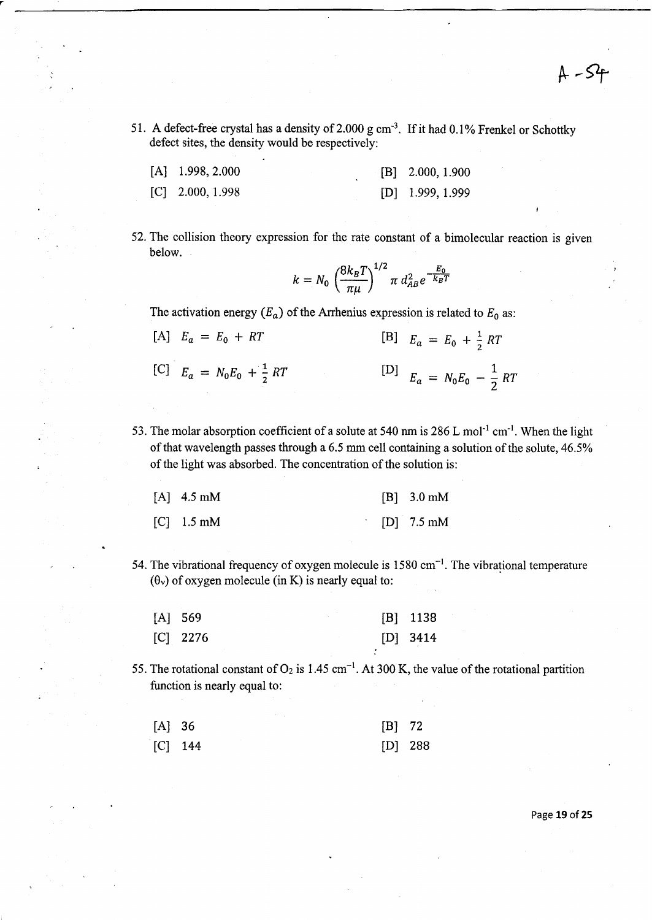51. A defect-free crystal has a density of 2.000 g $cm^{-3}$. If it had 0.1% Frenkel or Schottky defect sites, the density would be respectively:

[A] 1.998, 2.000 [B] 2.000, 1.900

[C] 2.000, 1.998 [D] 1.999, 1.999

52. The collision theory expression for the rate constant of a bimolecular reaction is given below.

$$k = N_0 \left(\frac{8k_BT}{\pi\mu}\right)^{1/2} \pi\, d_{AB}^2 e^{-\frac{E_0}{k_BT}}$$

The activation energy ($E_a$) of the Arrhenius expression is related to $E_0$ as:

[A] $E_a = E_0 + RT$ [B] $E_a = E_0 + \frac{1}{2}RT$

[C] $E_a = N_0E_0 + \frac{1}{2}RT$ [D] $E_a = N_0E_0 - \frac{1}{2}RT$

53. The molar absorption coefficient of a solute at 540 nm is 286 L $mol^{-1}$ $cm^{-1}$. When the light of that wavelength passes through a 6.5 mm cell containing a solution of the solute, 46.5% of the light was absorbed. The concentration of the solution is:

[A] 4.5 mM [B] 3.0 mM

[C] 1.5 mM [D] 7.5 mM

54. The vibrational frequency of oxygen molecule is 1580 $cm^{-1}$. The vibrational temperature ($\theta_v$) of oxygen molecule (in K) is nearly equal to:

[A] 569 [B] 1138

[C] 2276 [D] 3414

55. The rotational constant of $O_2$ is 1.45 $cm^{-1}$. At 300 K, the value of the rotational partition function is nearly equal to:

[A] 36 [B] 72

[C] 144 [D] 288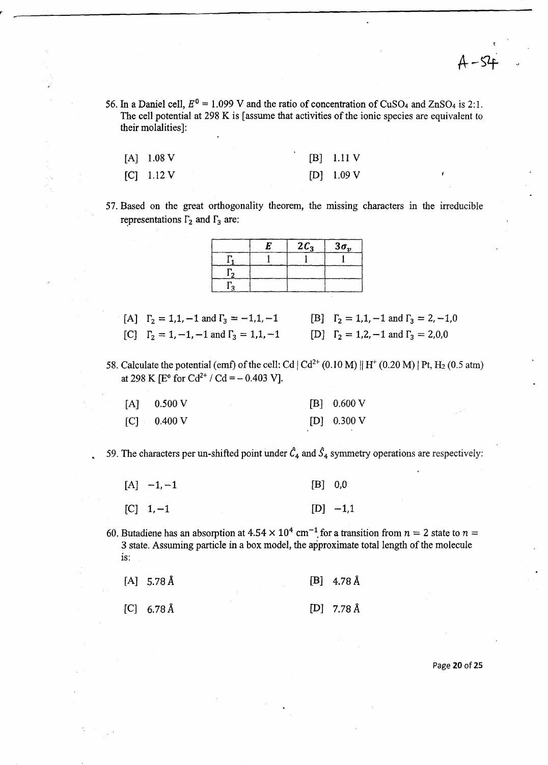A-54

56. In a Daniel cell, $E^0 = 1.099$ V and the ratio of concentration of $CuSO_4$ and $ZnSO_4$ is 2:1. The cell potential at 298 K is [assume that activities of the ionic species are equivalent to their molalities]:

[A] 1.08 V  [B] 1.11 V
[C] 1.12 V  [D] 1.09 V

57. Based on the great orthogonality theorem, the missing characters in the irreducible representations $\Gamma_2$ and $\Gamma_3$ are:

| | $E$ | $2C_3$ | $3\sigma_v$ |
|---|---|---|---|
| $\Gamma_1$ | 1 | 1 | 1 |
| $\Gamma_2$ | | | |
| $\Gamma_3$ | | | |

[A] $\Gamma_2 = 1,1,-1$ and $\Gamma_3 = -1,1,-1$  [B] $\Gamma_2 = 1,1,-1$ and $\Gamma_3 = 2,-1,0$
[C] $\Gamma_2 = 1,-1,-1$ and $\Gamma_3 = 1,1,-1$  [D] $\Gamma_2 = 1,2,-1$ and $\Gamma_3 = 2,0,0$

58. Calculate the potential (emf) of the cell: Cd | $Cd^{2+}$ (0.10 M) || $H^+$ (0.20 M) | Pt, $H_2$ (0.5 atm) at 298 K [E° for $Cd^{2+}$ / Cd = – 0.403 V].

[A] 0.500 V  [B] 0.600 V
[C] 0.400 V  [D] 0.300 V

59. The characters per un-shifted point under $\hat{C}_4$ and $\hat{S}_4$ symmetry operations are respectively:

[A] $-1,-1$  [B] 0,0
[C] $1,-1$  [D] $-1,1$

60. Butadiene has an absorption at $4.54 \times 10^4$ $cm^{-1}$ for a transition from $n = 2$ state to $n = 3$ state. Assuming particle in a box model, the approximate total length of the molecule is:

[A] 5.78 Å  [B] 4.78 Å
[C] 6.78 Å  [D] 7.78 Å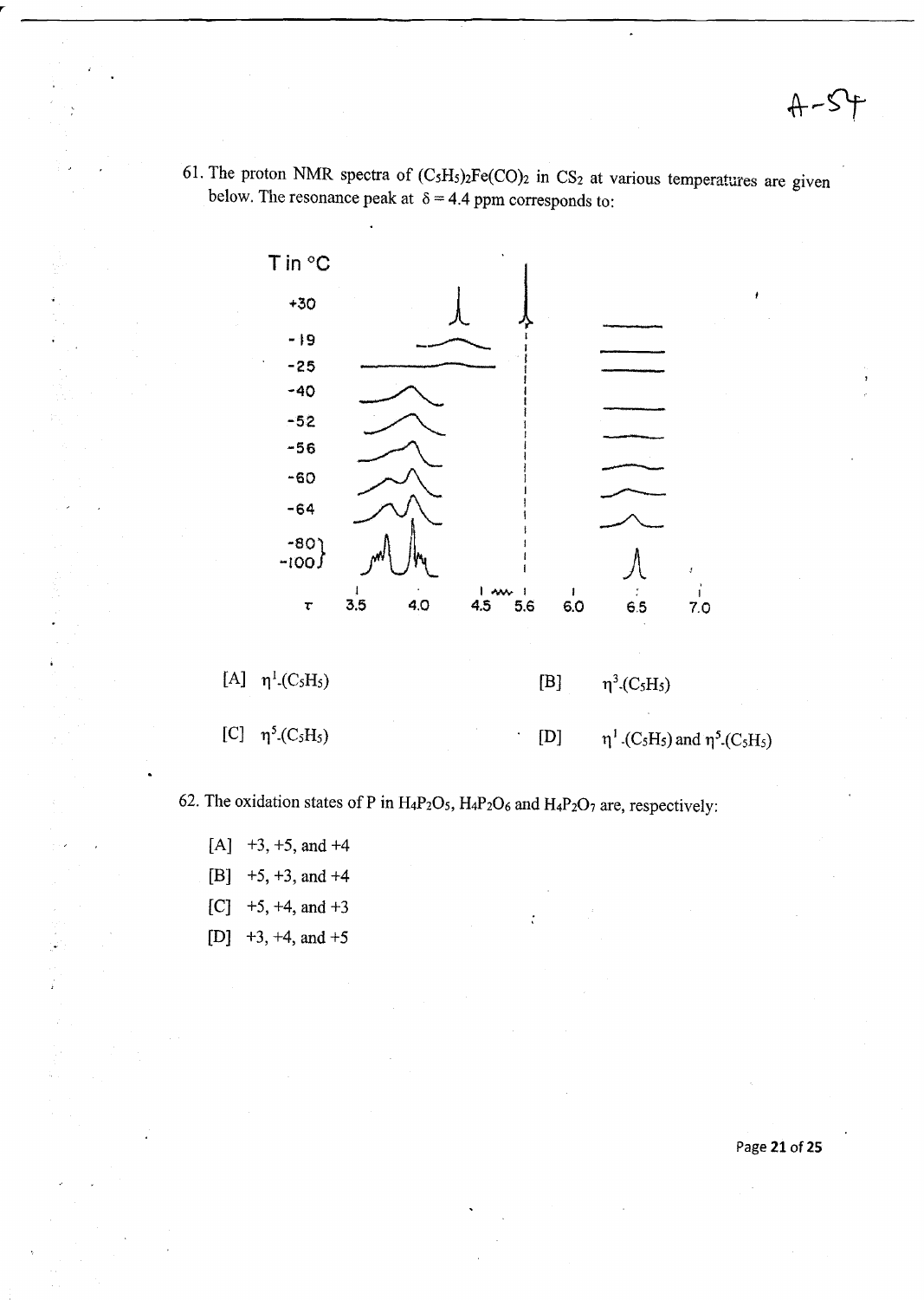61. The proton NMR spectra of $(C_5H_5)_2Fe(CO)_2$ in $CS_2$ at various temperatures are given below. The resonance peak at $\delta = 4.4$ ppm corresponds to:

[A] $\eta^1$-$(C_5H_5)$

[B] $\eta^3$-$(C_5H_5)$

[C] $\eta^5$-$(C_5H_5)$

[D] $\eta^1$-$(C_5H_5)$ and $\eta^5$-$(C_5H_5)$

62. The oxidation states of P in $H_4P_2O_5$, $H_4P_2O_6$ and $H_4P_2O_7$ are, respectively:

[A] +3, +5, and +4

[B] +5, +3, and +4

[C] +5, +4, and +3

[D] +3, +4, and +5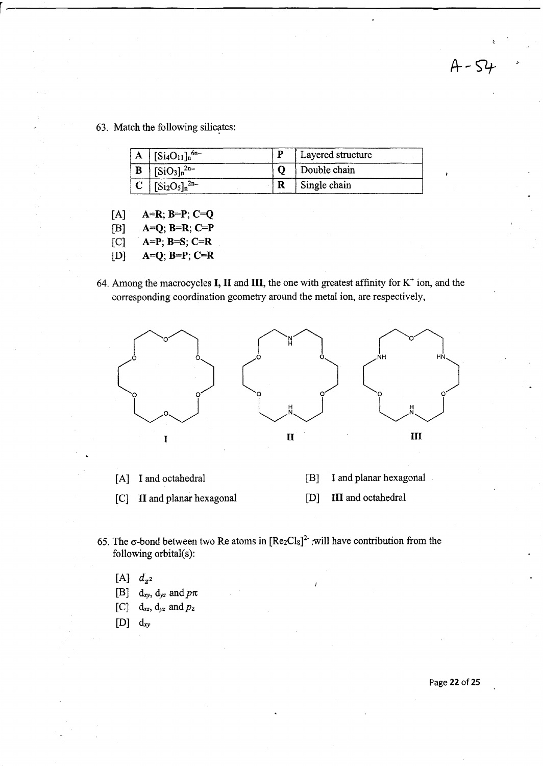63. Match the following silicates:

| A | $[Si_4O_{11}]_n^{6n-}$ | P | Layered structure |
|---|---|---|---|
| B | $[SiO_3]_n^{2n-}$ | Q | Double chain |
| C | $[Si_2O_5]_n^{2n-}$ | R | Single chain |

[A] A=R; B=P; C=Q

[B] A=Q; B=R; C=P

[C] A=P; B=S; C=R

[D] A=Q; B=P; C=R

64. Among the macrocycles **I, II** and **III**, the one with greatest affinity for $K^+$ ion, and the corresponding coordination geometry around the metal ion, are respectively,

**I** **II** **III**

[A] **I** and octahedral

[B] **I** and planar hexagonal

[C] **II** and planar hexagonal

[D] **III** and octahedral

65. The σ-bond between two Re atoms in $[Re_2Cl_8]^{2-}$ will have contribution from the following orbital(s):

[A] $d_{z^2}$

[B] $d_{xy}$, $d_{yz}$ and $p\pi$

[C] $d_{xz}$, $d_{yz}$ and $p_z$

[D] $d_{xy}$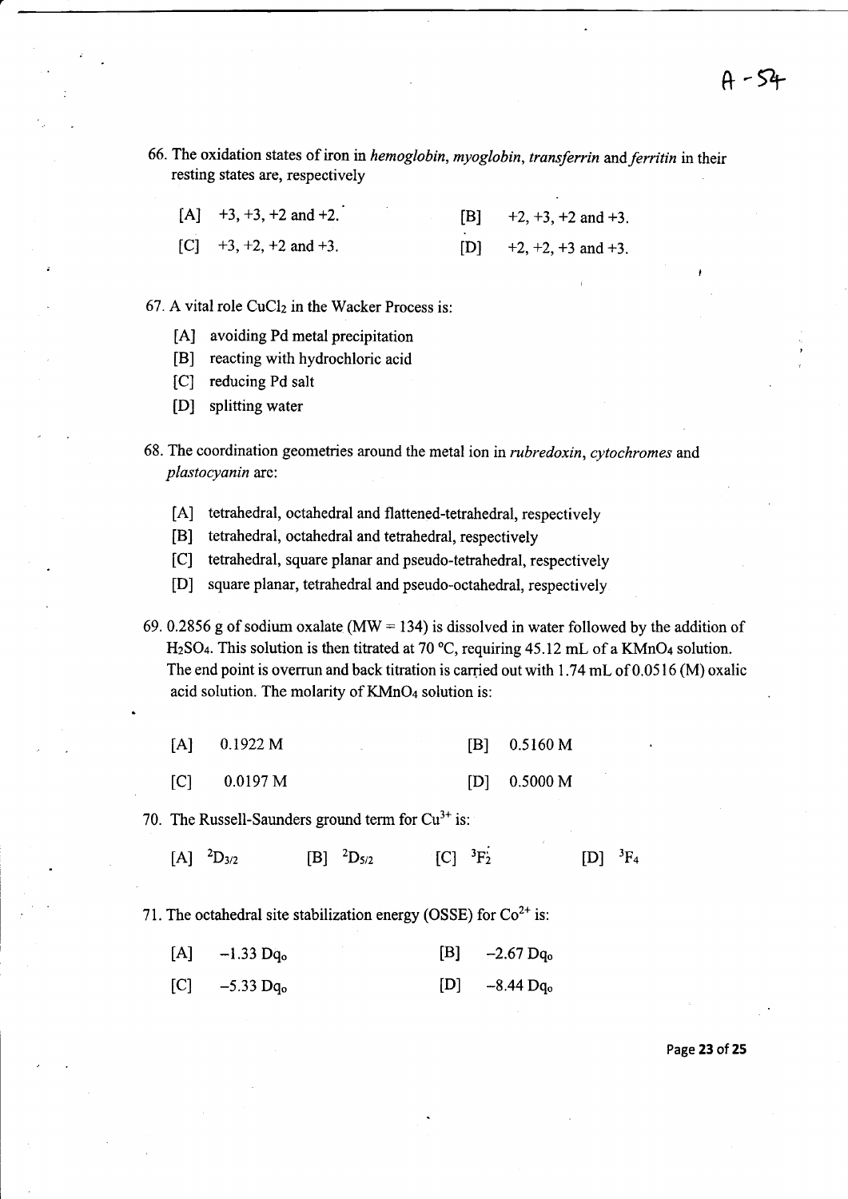66. The oxidation states of iron in *hemoglobin*, *myoglobin*, *transferrin* and *ferritin* in their resting states are, respectively

[A] +3, +3, +2 and +2.
[B] +2, +3, +2 and +3.
[C] +3, +2, +2 and +3.
[D] +2, +2, +3 and +3.

67. A vital role $CuCl_2$ in the Wacker Process is:

[A] avoiding Pd metal precipitation
[B] reacting with hydrochloric acid
[C] reducing Pd salt
[D] splitting water

68. The coordination geometries around the metal ion in *rubredoxin*, *cytochromes* and *plastocyanin* are:

[A] tetrahedral, octahedral and flattened-tetrahedral, respectively
[B] tetrahedral, octahedral and tetrahedral, respectively
[C] tetrahedral, square planar and pseudo-tetrahedral, respectively
[D] square planar, tetrahedral and pseudo-octahedral, respectively

69. 0.2856 g of sodium oxalate (MW = 134) is dissolved in water followed by the addition of $H_2SO_4$. This solution is then titrated at 70 °C, requiring 45.12 mL of a $KMnO_4$ solution. The end point is overrun and back titration is carried out with 1.74 mL of 0.0516 (M) oxalic acid solution. The molarity of $KMnO_4$ solution is:

[A] 0.1922 M
[B] 0.5160 M
[C] 0.0197 M
[D] 0.5000 M

70. The Russell-Saunders ground term for $Cu^{3+}$ is:

[A] $^2D_{3/2}$
[B] $^2D_{5/2}$
[C] $^3F_2$
[D] $^3F_4$

71. The octahedral site stabilization energy (OSSE) for $Co^{2+}$ is:

[A] $-1.33\ Dq_o$
[B] $-2.67\ Dq_o$
[C] $-5.33\ Dq_o$
[D] $-8.44\ Dq_o$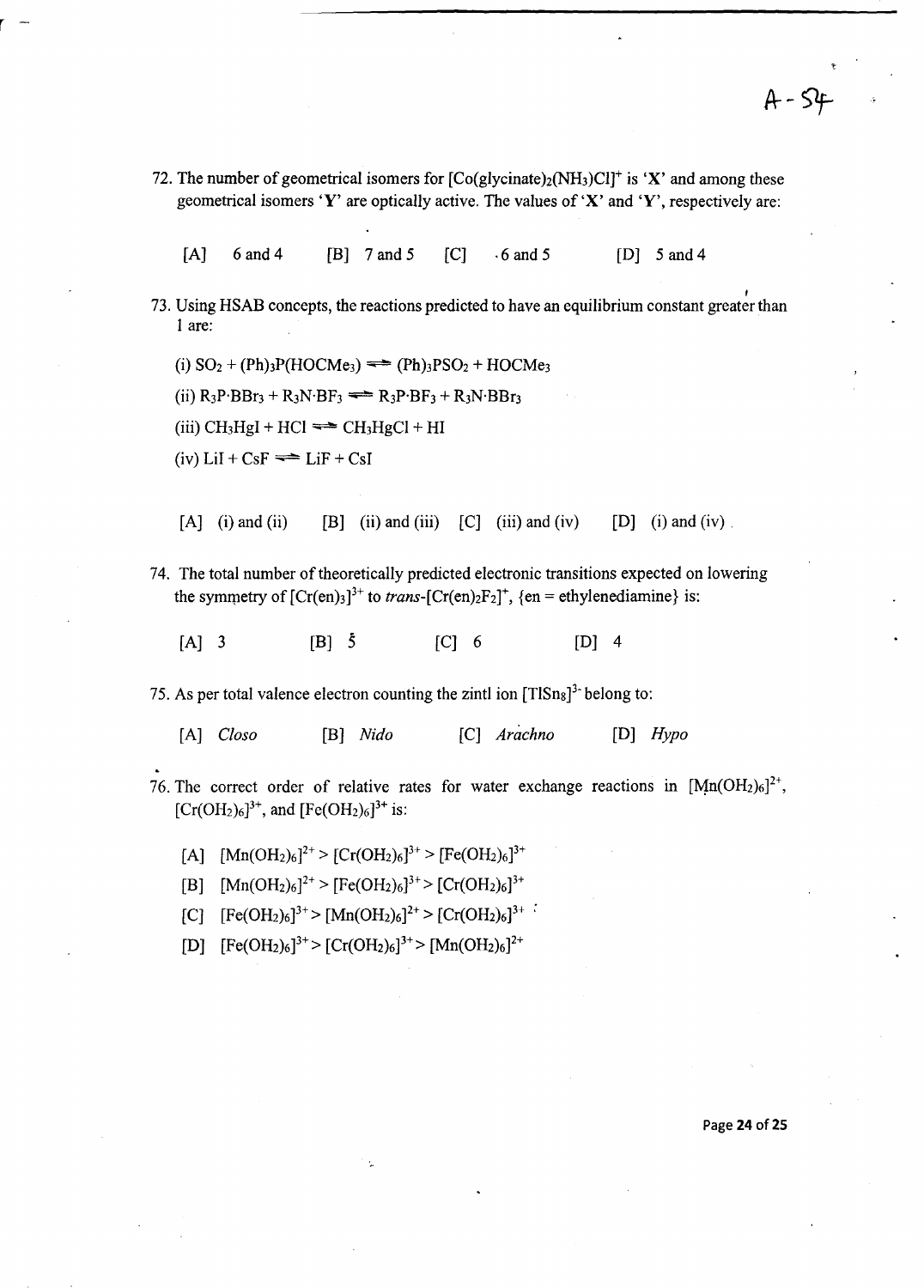A-54

72. The number of geometrical isomers for $[Co(glycinate)_2(NH_3)Cl]^+$ is '**X**' and among these geometrical isomers '**Y**' are optically active. The values of '**X**' and '**Y**', respectively are:

[A] 6 and 4 [B] 7 and 5 [C] 6 and 5 [D] 5 and 4

73. Using HSAB concepts, the reactions predicted to have an equilibrium constant greater than 1 are:

(i) $SO_2 + (Ph)_3P(HOCMe_3) \rightleftharpoons (Ph)_3PSO_2 + HOCMe_3$

(ii) $R_3P{\cdot}BBr_3 + R_3N{\cdot}BF_3 \rightleftharpoons R_3P{\cdot}BF_3 + R_3N{\cdot}BBr_3$

(iii) $CH_3HgI + HCl \rightleftharpoons CH_3HgCl + HI$

(iv) $LiI + CsF \rightleftharpoons LiF + CsI$

[A] (i) and (ii) [B] (ii) and (iii) [C] (iii) and (iv) [D] (i) and (iv)

74. The total number of theoretically predicted electronic transitions expected on lowering the symmetry of $[Cr(en)_3]^{3+}$ to *trans*-$[Cr(en)_2F_2]^+$, {en = ethylenediamine} is:

[A] 3 [B] 5 [C] 6 [D] 4

75. As per total valence electron counting the zintl ion $[TlSn_8]^{3-}$ belong to:

[A] *Closo* [B] *Nido* [C] *Arachno* [D] *Hypo*

76. The correct order of relative rates for water exchange reactions in $[Mn(OH_2)_6]^{2+}$, $[Cr(OH_2)_6]^{3+}$, and $[Fe(OH_2)_6]^{3+}$ is:

[A] $[Mn(OH_2)_6]^{2+} > [Cr(OH_2)_6]^{3+} > [Fe(OH_2)_6]^{3+}$

[B] $[Mn(OH_2)_6]^{2+} > [Fe(OH_2)_6]^{3+} > [Cr(OH_2)_6]^{3+}$

[C] $[Fe(OH_2)_6]^{3+} > [Mn(OH_2)_6]^{2+} > [Cr(OH_2)_6]^{3+}$

[D] $[Fe(OH_2)_6]^{3+} > [Cr(OH_2)_6]^{3+} > [Mn(OH_2)_6]^{2+}$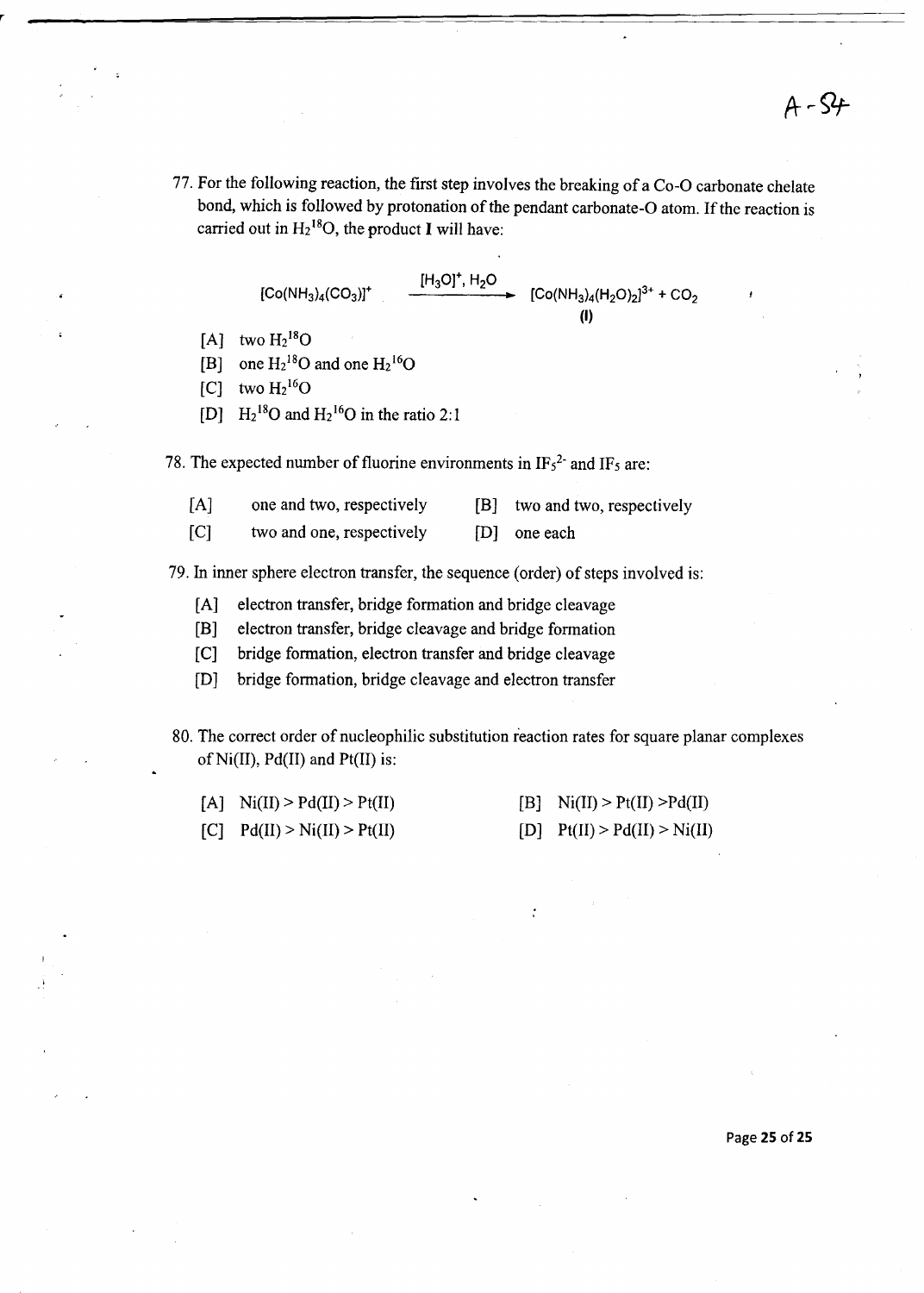77. For the following reaction, the first step involves the breaking of a Co-O carbonate chelate bond, which is followed by protonation of the pendant carbonate-O atom. If the reaction is carried out in $H_2{}^{18}O$, the product **I** will have:

$$[Co(NH_3)_4(CO_3)]^+ \xrightarrow{[H_3O]^+,\ H_2O} \underset{\textbf{(I)}}{[Co(NH_3)_4(H_2O)_2]^{3+}} + CO_2$$

[A] two $H_2{}^{18}O$

[B] one $H_2{}^{18}O$ and one $H_2{}^{16}O$

[C] two $H_2{}^{16}O$

[D] $H_2{}^{18}O$ and $H_2{}^{16}O$ in the ratio 2:1

78. The expected number of fluorine environments in $IF_5{}^{2-}$ and $IF_5$ are:

[A] one and two, respectively  [B] two and two, respectively

[C] two and one, respectively  [D] one each

79. In inner sphere electron transfer, the sequence (order) of steps involved is:

[A] electron transfer, bridge formation and bridge cleavage

[B] electron transfer, bridge cleavage and bridge formation

[C] bridge formation, electron transfer and bridge cleavage

[D] bridge formation, bridge cleavage and electron transfer

80. The correct order of nucleophilic substitution reaction rates for square planar complexes of Ni(II), Pd(II) and Pt(II) is:

[A] Ni(II) > Pd(II) > Pt(II)  [B] Ni(II) > Pt(II) >Pd(II)

[C] Pd(II) > Ni(II) > Pt(II)  [D] Pt(II) > Pd(II) > Ni(II)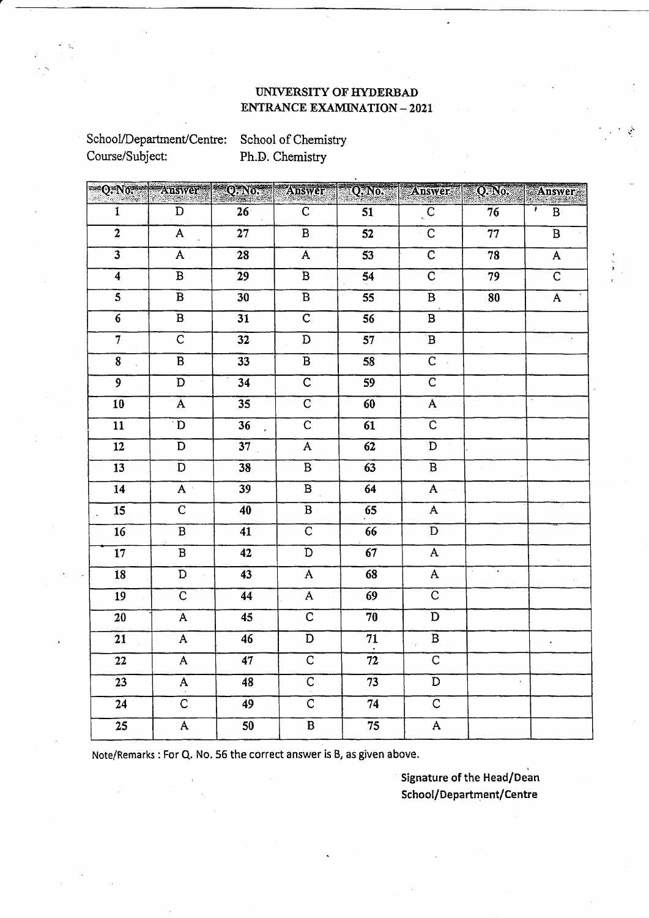**UNIVERSITY OF HYDERBAD**
**ENTRANCE EXAMINATION – 2021**

School/Department/Centre: School of Chemistry
Course/Subject: Ph.D. Chemistry

| Q.No. | Answer | Q.No. | Answer | Q.No. | Answer | Q.No. | Answer |
|---|---|---|---|---|---|---|---|
| 1 | D | 26 | C | 51 | C | 76 | B |
| 2 | A | 27 | B | 52 | C | 77 | B |
| 3 | A | 28 | A | 53 | C | 78 | A |
| 4 | B | 29 | B | 54 | C | 79 | C |
| 5 | B | 30 | B | 55 | B | 80 | A |
| 6 | B | 31 | C | 56 | B | | |
| 7 | C | 32 | D | 57 | B | | |
| 8 | B | 33 | B | 58 | C | | |
| 9 | D | 34 | C | 59 | C | | |
| 10 | A | 35 | C | 60 | A | | |
| 11 | D | 36 | C | 61 | C | | |
| 12 | D | 37 | A | 62 | D | | |
| 13 | D | 38 | B | 63 | B | | |
| 14 | A | 39 | B | 64 | A | | |
| 15 | C | 40 | B | 65 | A | | |
| 16 | B | 41 | C | 66 | D | | |
| 17 | B | 42 | D | 67 | A | | |
| 18 | D | 43 | A | 68 | A | | |
| 19 | C | 44 | A | 69 | C | | |
| 20 | A | 45 | C | 70 | D | | |
| 21 | A | 46 | D | 71 | B | | |
| 22 | A | 47 | C | 72 | C | | |
| 23 | A | 48 | C | 73 | D | | |
| 24 | C | 49 | C | 74 | C | | |
| 25 | A | 50 | B | 75 | A | | |

Note/Remarks : For Q. No. 56 the correct answer is B, as given above.

**Signature of the Head/Dean**
**School/Department/Centre**